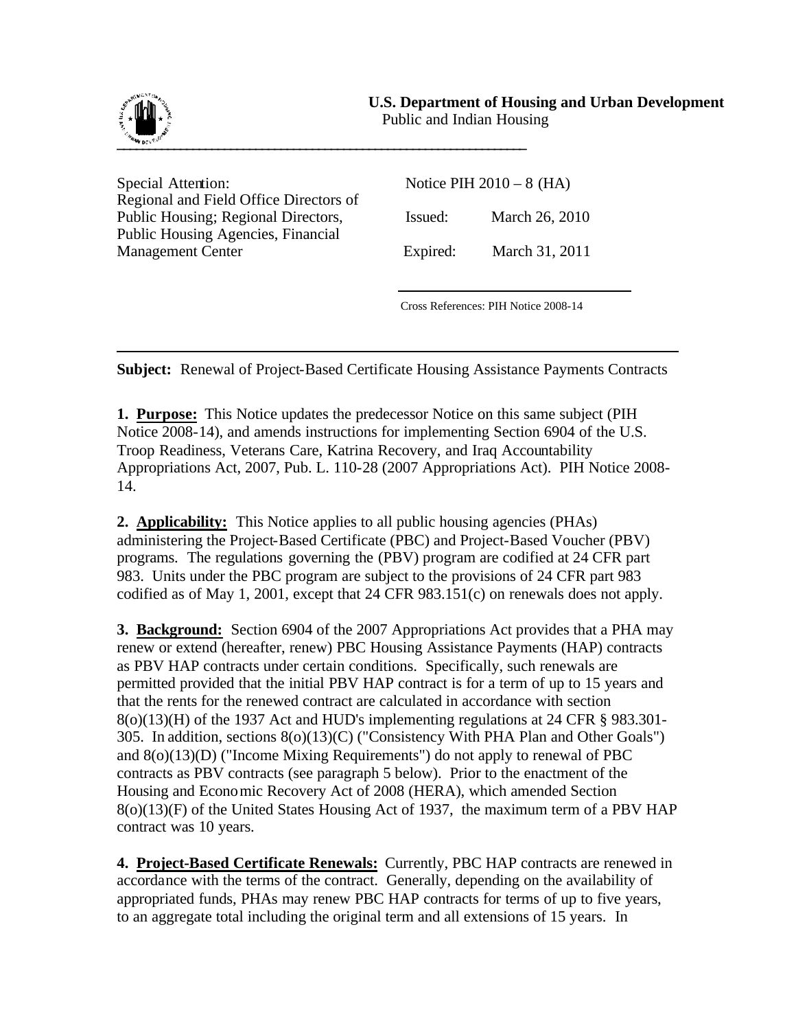**U.S. Department of Housing and Urban Development**
Public and Indian Housing

| Special Attention: Regional and Field Office Directors of Public Housing; Regional Directors, Public Housing Agencies, Financial Management Center | Notice PIH 2010 – 8 (HA) | |
|---|---|---|
| | Issued: | March 26, 2010 |
| | Expired: | March 31, 2011 |

Cross References: PIH Notice 2008-14

**Subject:** Renewal of Project-Based Certificate Housing Assistance Payments Contracts

**1. Purpose:** This Notice updates the predecessor Notice on this same subject (PIH Notice 2008-14), and amends instructions for implementing Section 6904 of the U.S. Troop Readiness, Veterans Care, Katrina Recovery, and Iraq Accountability Appropriations Act, 2007, Pub. L. 110-28 (2007 Appropriations Act). PIH Notice 2008-14.

**2. Applicability:** This Notice applies to all public housing agencies (PHAs) administering the Project-Based Certificate (PBC) and Project-Based Voucher (PBV) programs. The regulations governing the (PBV) program are codified at 24 CFR part 983. Units under the PBC program are subject to the provisions of 24 CFR part 983 codified as of May 1, 2001, except that 24 CFR 983.151(c) on renewals does not apply.

**3. Background:** Section 6904 of the 2007 Appropriations Act provides that a PHA may renew or extend (hereafter, renew) PBC Housing Assistance Payments (HAP) contracts as PBV HAP contracts under certain conditions. Specifically, such renewals are permitted provided that the initial PBV HAP contract is for a term of up to 15 years and that the rents for the renewed contract are calculated in accordance with section 8(o)(13)(H) of the 1937 Act and HUD's implementing regulations at 24 CFR § 983.301-305. In addition, sections 8(o)(13)(C) ("Consistency With PHA Plan and Other Goals") and 8(o)(13)(D) ("Income Mixing Requirements") do not apply to renewal of PBC contracts as PBV contracts (see paragraph 5 below). Prior to the enactment of the Housing and Economic Recovery Act of 2008 (HERA), which amended Section 8(o)(13)(F) of the United States Housing Act of 1937, the maximum term of a PBV HAP contract was 10 years.

**4. Project-Based Certificate Renewals:** Currently, PBC HAP contracts are renewed in accordance with the terms of the contract. Generally, depending on the availability of appropriated funds, PHAs may renew PBC HAP contracts for terms of up to five years, to an aggregate total including the original term and all extensions of 15 years. In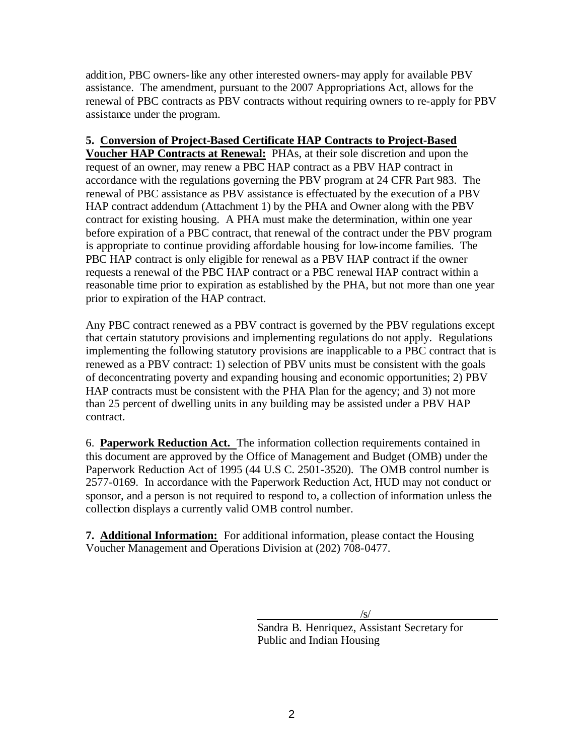addition, PBC owners-like any other interested owners-may apply for available PBV assistance. The amendment, pursuant to the 2007 Appropriations Act, allows for the renewal of PBC contracts as PBV contracts without requiring owners to re-apply for PBV assistance under the program.

**5. Conversion of Project-Based Certificate HAP Contracts to Project-Based Voucher HAP Contracts at Renewal:** PHAs, at their sole discretion and upon the request of an owner, may renew a PBC HAP contract as a PBV HAP contract in accordance with the regulations governing the PBV program at 24 CFR Part 983. The renewal of PBC assistance as PBV assistance is effectuated by the execution of a PBV HAP contract addendum (Attachment 1) by the PHA and Owner along with the PBV contract for existing housing. A PHA must make the determination, within one year before expiration of a PBC contract, that renewal of the contract under the PBV program is appropriate to continue providing affordable housing for low-income families. The PBC HAP contract is only eligible for renewal as a PBV HAP contract if the owner requests a renewal of the PBC HAP contract or a PBC renewal HAP contract within a reasonable time prior to expiration as established by the PHA, but not more than one year prior to expiration of the HAP contract.

Any PBC contract renewed as a PBV contract is governed by the PBV regulations except that certain statutory provisions and implementing regulations do not apply. Regulations implementing the following statutory provisions are inapplicable to a PBC contract that is renewed as a PBV contract: 1) selection of PBV units must be consistent with the goals of deconcentrating poverty and expanding housing and economic opportunities; 2) PBV HAP contracts must be consistent with the PHA Plan for the agency; and 3) not more than 25 percent of dwelling units in any building may be assisted under a PBV HAP contract.

6. **Paperwork Reduction Act.** The information collection requirements contained in this document are approved by the Office of Management and Budget (OMB) under the Paperwork Reduction Act of 1995 (44 U.S C. 2501-3520). The OMB control number is 2577-0169. In accordance with the Paperwork Reduction Act, HUD may not conduct or sponsor, and a person is not required to respond to, a collection of information unless the collection displays a currently valid OMB control number.

**7. Additional Information:** For additional information, please contact the Housing Voucher Management and Operations Division at (202) 708-0477.

/s/

Sandra B. Henriquez, Assistant Secretary for Public and Indian Housing